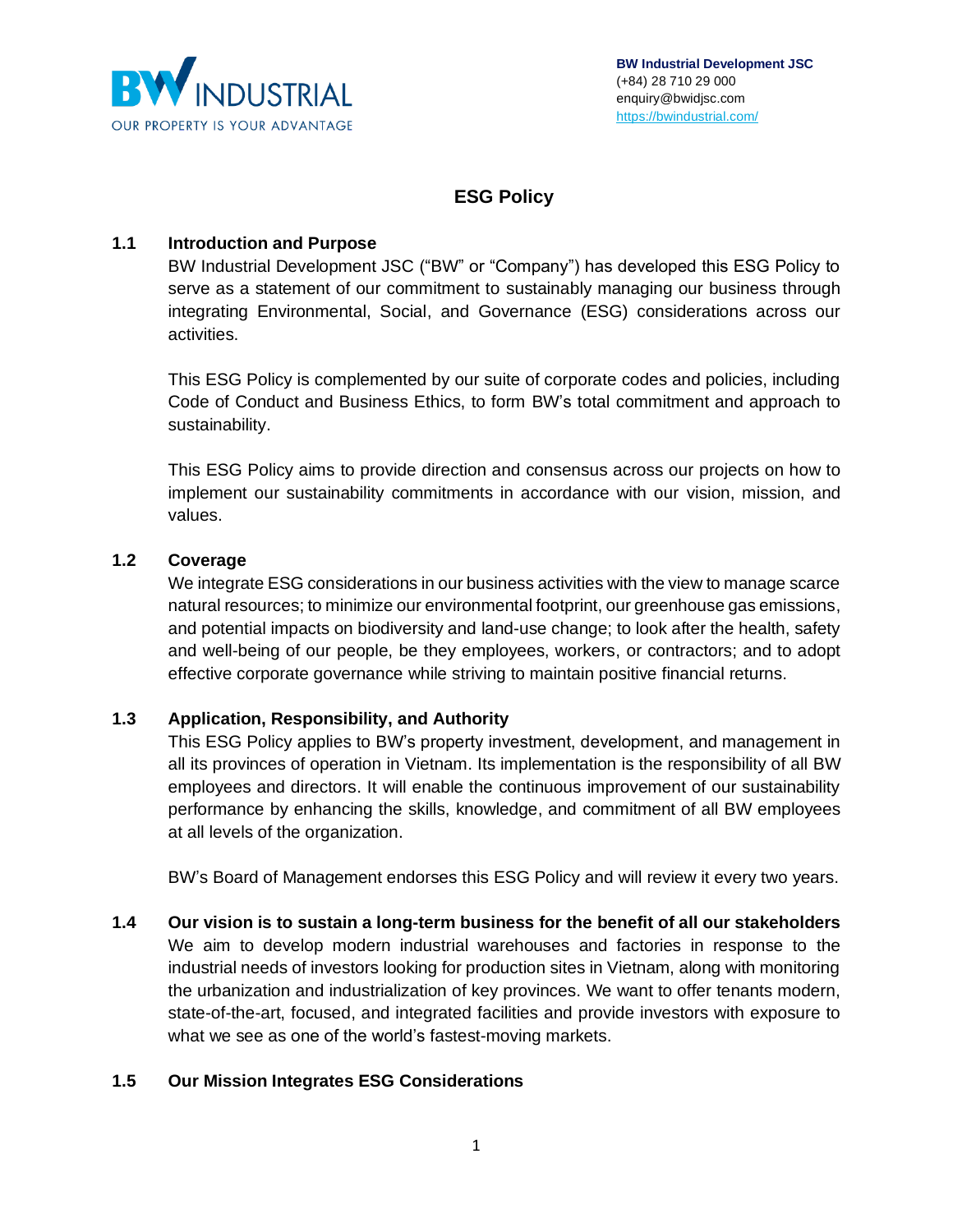**BW Industrial Development JSC**
(+84) 28 710 29 000
enquiry@bwidjsc.com
https://bwindustrial.com/

# ESG Policy

## 1.1 Introduction and Purpose

BW Industrial Development JSC ("BW" or "Company") has developed this ESG Policy to serve as a statement of our commitment to sustainably managing our business through integrating Environmental, Social, and Governance (ESG) considerations across our activities.

This ESG Policy is complemented by our suite of corporate codes and policies, including Code of Conduct and Business Ethics, to form BW's total commitment and approach to sustainability.

This ESG Policy aims to provide direction and consensus across our projects on how to implement our sustainability commitments in accordance with our vision, mission, and values.

## 1.2 Coverage

We integrate ESG considerations in our business activities with the view to manage scarce natural resources; to minimize our environmental footprint, our greenhouse gas emissions, and potential impacts on biodiversity and land-use change; to look after the health, safety and well-being of our people, be they employees, workers, or contractors; and to adopt effective corporate governance while striving to maintain positive financial returns.

## 1.3 Application, Responsibility, and Authority

This ESG Policy applies to BW's property investment, development, and management in all its provinces of operation in Vietnam. Its implementation is the responsibility of all BW employees and directors. It will enable the continuous improvement of our sustainability performance by enhancing the skills, knowledge, and commitment of all BW employees at all levels of the organization.

BW's Board of Management endorses this ESG Policy and will review it every two years.

## 1.4 Our vision is to sustain a long-term business for the benefit of all our stakeholders

We aim to develop modern industrial warehouses and factories in response to the industrial needs of investors looking for production sites in Vietnam, along with monitoring the urbanization and industrialization of key provinces. We want to offer tenants modern, state-of-the-art, focused, and integrated facilities and provide investors with exposure to what we see as one of the world's fastest-moving markets.

## 1.5 Our Mission Integrates ESG Considerations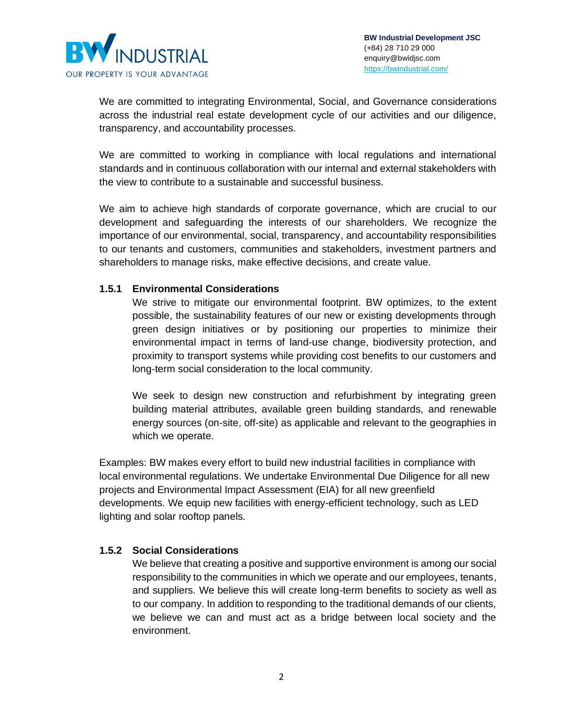We are committed to integrating Environmental, Social, and Governance considerations across the industrial real estate development cycle of our activities and our diligence, transparency, and accountability processes.

We are committed to working in compliance with local regulations and international standards and in continuous collaboration with our internal and external stakeholders with the view to contribute to a sustainable and successful business.

We aim to achieve high standards of corporate governance, which are crucial to our development and safeguarding the interests of our shareholders. We recognize the importance of our environmental, social, transparency, and accountability responsibilities to our tenants and customers, communities and stakeholders, investment partners and shareholders to manage risks, make effective decisions, and create value.

### 1.5.1 Environmental Considerations

We strive to mitigate our environmental footprint. BW optimizes, to the extent possible, the sustainability features of our new or existing developments through green design initiatives or by positioning our properties to minimize their environmental impact in terms of land-use change, biodiversity protection, and proximity to transport systems while providing cost benefits to our customers and long-term social consideration to the local community.

We seek to design new construction and refurbishment by integrating green building material attributes, available green building standards, and renewable energy sources (on-site, off-site) as applicable and relevant to the geographies in which we operate.

Examples: BW makes every effort to build new industrial facilities in compliance with local environmental regulations. We undertake Environmental Due Diligence for all new projects and Environmental Impact Assessment (EIA) for all new greenfield developments. We equip new facilities with energy-efficient technology, such as LED lighting and solar rooftop panels.

### 1.5.2 Social Considerations

We believe that creating a positive and supportive environment is among our social responsibility to the communities in which we operate and our employees, tenants, and suppliers. We believe this will create long-term benefits to society as well as to our company. In addition to responding to the traditional demands of our clients, we believe we can and must act as a bridge between local society and the environment.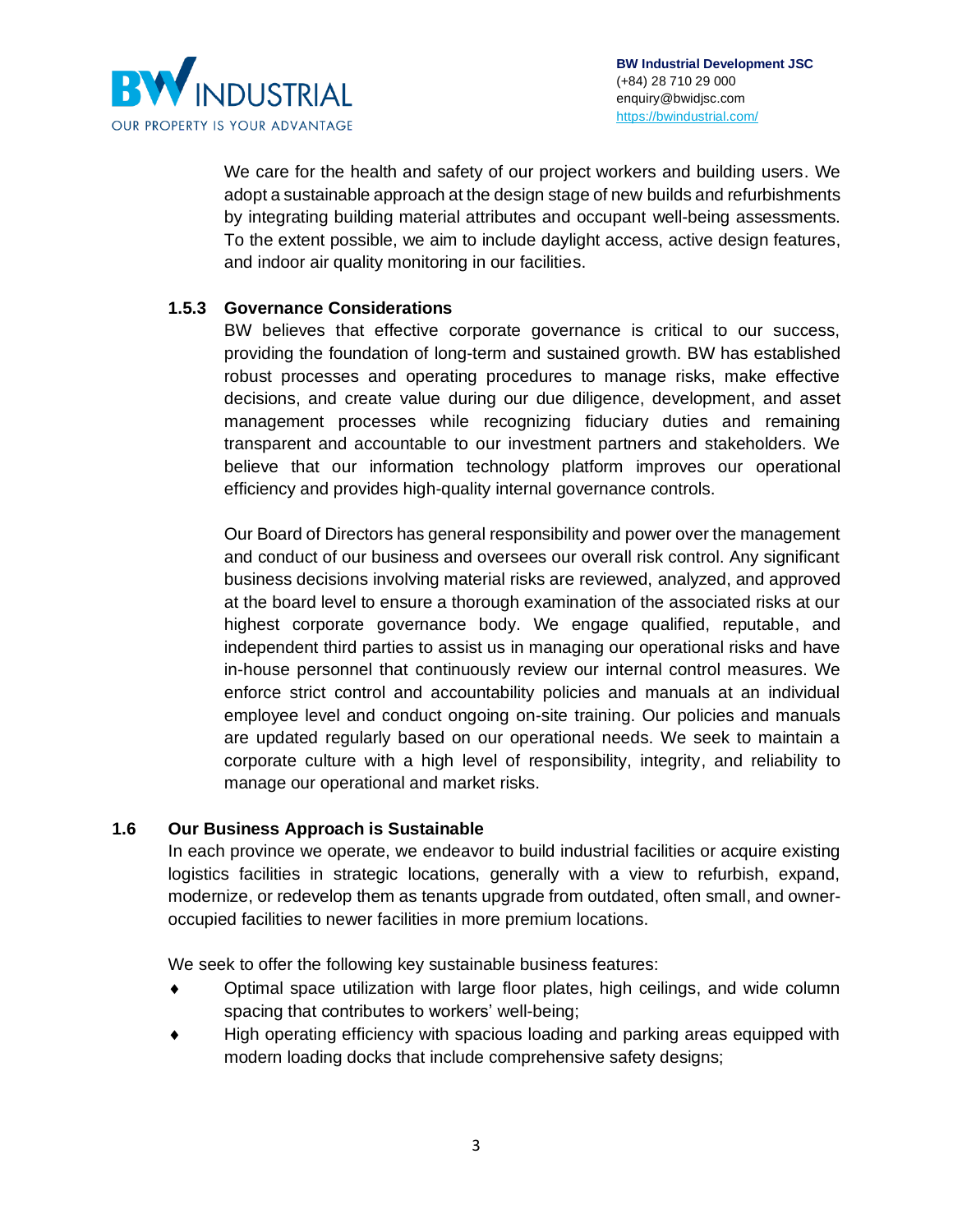We care for the health and safety of our project workers and building users. We adopt a sustainable approach at the design stage of new builds and refurbishments by integrating building material attributes and occupant well-being assessments. To the extent possible, we aim to include daylight access, active design features, and indoor air quality monitoring in our facilities.

### 1.5.3 Governance Considerations

BW believes that effective corporate governance is critical to our success, providing the foundation of long-term and sustained growth. BW has established robust processes and operating procedures to manage risks, make effective decisions, and create value during our due diligence, development, and asset management processes while recognizing fiduciary duties and remaining transparent and accountable to our investment partners and stakeholders. We believe that our information technology platform improves our operational efficiency and provides high-quality internal governance controls.

Our Board of Directors has general responsibility and power over the management and conduct of our business and oversees our overall risk control. Any significant business decisions involving material risks are reviewed, analyzed, and approved at the board level to ensure a thorough examination of the associated risks at our highest corporate governance body. We engage qualified, reputable, and independent third parties to assist us in managing our operational risks and have in-house personnel that continuously review our internal control measures. We enforce strict control and accountability policies and manuals at an individual employee level and conduct ongoing on-site training. Our policies and manuals are updated regularly based on our operational needs. We seek to maintain a corporate culture with a high level of responsibility, integrity, and reliability to manage our operational and market risks.

## 1.6 Our Business Approach is Sustainable

In each province we operate, we endeavor to build industrial facilities or acquire existing logistics facilities in strategic locations, generally with a view to refurbish, expand, modernize, or redevelop them as tenants upgrade from outdated, often small, and owner-occupied facilities to newer facilities in more premium locations.

We seek to offer the following key sustainable business features:

- Optimal space utilization with large floor plates, high ceilings, and wide column spacing that contributes to workers' well-being;
- High operating efficiency with spacious loading and parking areas equipped with modern loading docks that include comprehensive safety designs;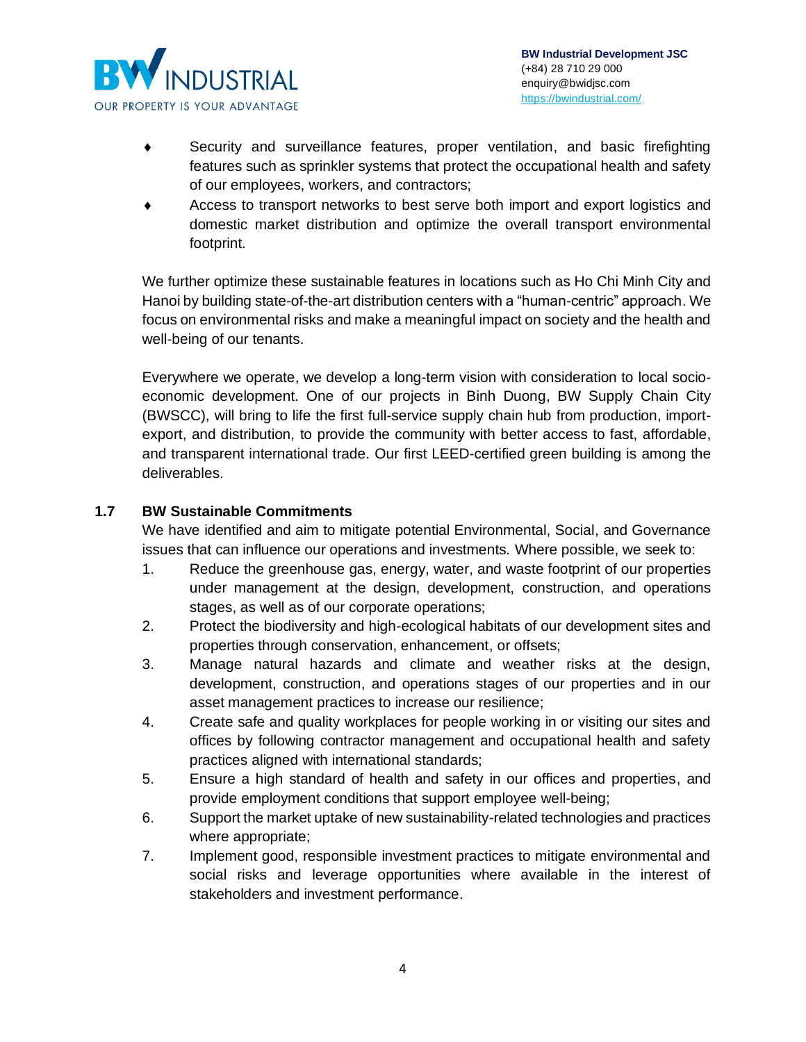- Security and surveillance features, proper ventilation, and basic firefighting features such as sprinkler systems that protect the occupational health and safety of our employees, workers, and contractors;
- Access to transport networks to best serve both import and export logistics and domestic market distribution and optimize the overall transport environmental footprint.

We further optimize these sustainable features in locations such as Ho Chi Minh City and Hanoi by building state-of-the-art distribution centers with a "human-centric" approach. We focus on environmental risks and make a meaningful impact on society and the health and well-being of our tenants.

Everywhere we operate, we develop a long-term vision with consideration to local socio-economic development. One of our projects in Binh Duong, BW Supply Chain City (BWSCC), will bring to life the first full-service supply chain hub from production, import-export, and distribution, to provide the community with better access to fast, affordable, and transparent international trade. Our first LEED-certified green building is among the deliverables.

### 1.7 BW Sustainable Commitments

We have identified and aim to mitigate potential Environmental, Social, and Governance issues that can influence our operations and investments. Where possible, we seek to:

1. Reduce the greenhouse gas, energy, water, and waste footprint of our properties under management at the design, development, construction, and operations stages, as well as of our corporate operations;
2. Protect the biodiversity and high-ecological habitats of our development sites and properties through conservation, enhancement, or offsets;
3. Manage natural hazards and climate and weather risks at the design, development, construction, and operations stages of our properties and in our asset management practices to increase our resilience;
4. Create safe and quality workplaces for people working in or visiting our sites and offices by following contractor management and occupational health and safety practices aligned with international standards;
5. Ensure a high standard of health and safety in our offices and properties, and provide employment conditions that support employee well-being;
6. Support the market uptake of new sustainability-related technologies and practices where appropriate;
7. Implement good, responsible investment practices to mitigate environmental and social risks and leverage opportunities where available in the interest of stakeholders and investment performance.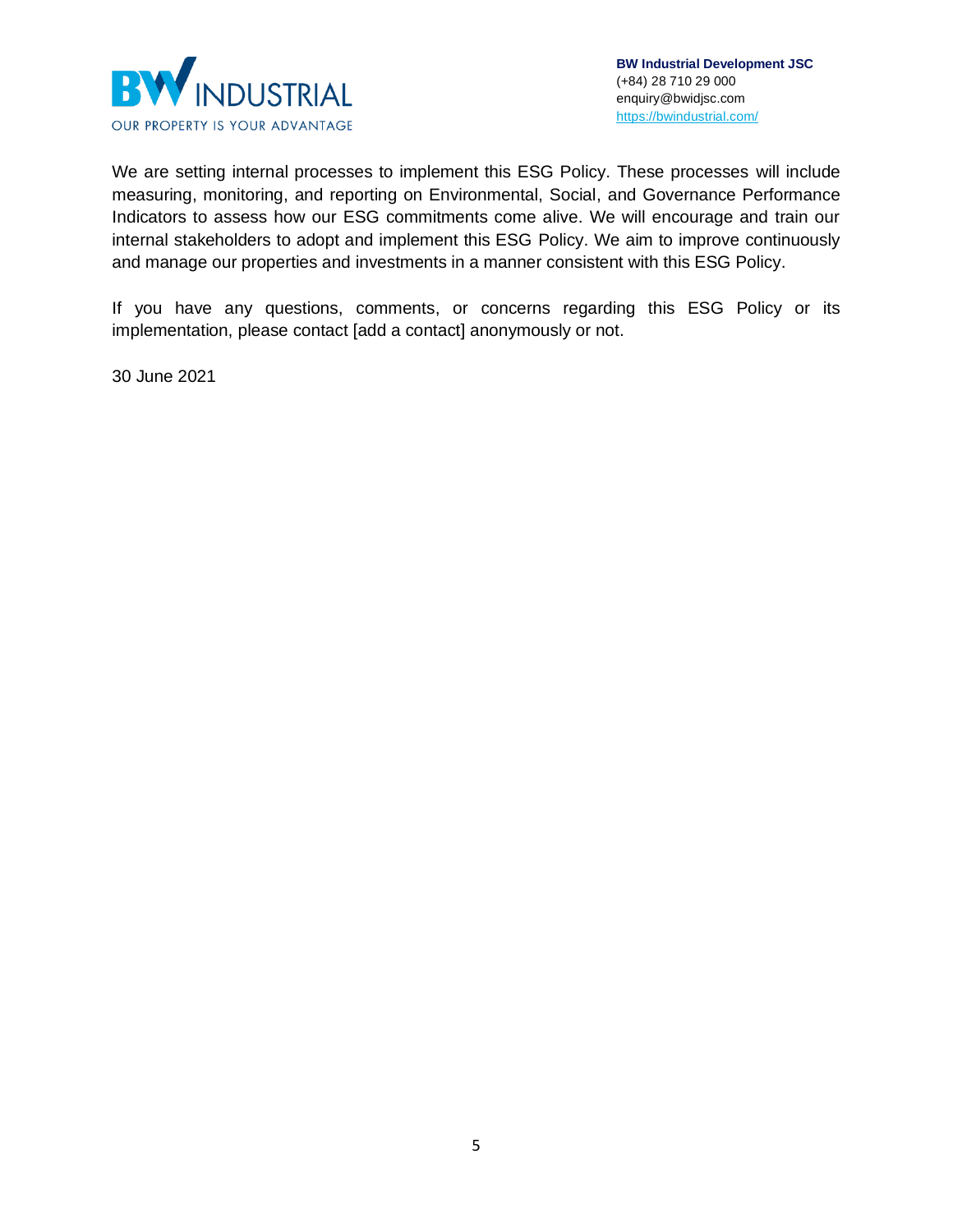We are setting internal processes to implement this ESG Policy. These processes will include measuring, monitoring, and reporting on Environmental, Social, and Governance Performance Indicators to assess how our ESG commitments come alive. We will encourage and train our internal stakeholders to adopt and implement this ESG Policy. We aim to improve continuously and manage our properties and investments in a manner consistent with this ESG Policy.

If you have any questions, comments, or concerns regarding this ESG Policy or its implementation, please contact [add a contact] anonymously or not.

30 June 2021